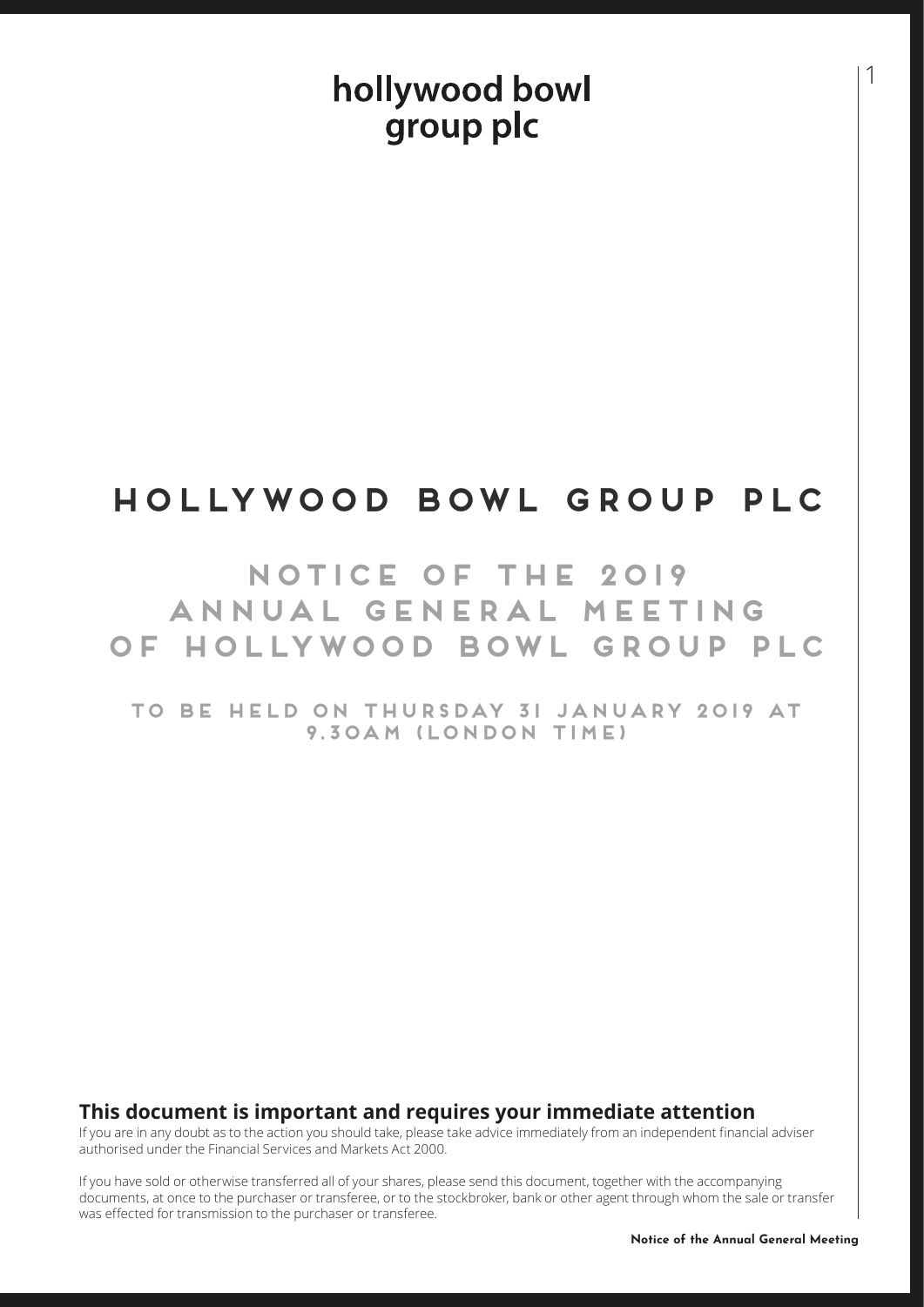hollywood bowl
group plc

# HOLLYWOOD BOWL GROUP PLC

## NOTICE OF THE 2019 ANNUAL GENERAL MEETING OF HOLLYWOOD BOWL GROUP PLC

### TO BE HELD ON THURSDAY 31 JANUARY 2019 AT 9.30AM (LONDON TIME)

**This document is important and requires your immediate attention**

If you are in any doubt as to the action you should take, please take advice immediately from an independent financial adviser authorised under the Financial Services and Markets Act 2000.

If you have sold or otherwise transferred all of your shares, please send this document, together with the accompanying documents, at once to the purchaser or transferee, or to the stockbroker, bank or other agent through whom the sale or transfer was effected for transmission to the purchaser or transferee.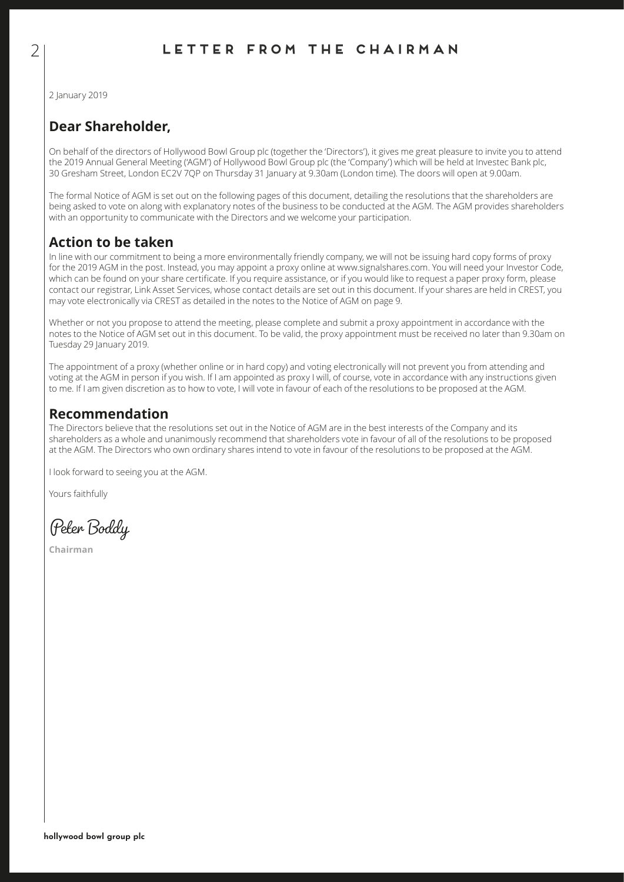# LETTER FROM THE CHAIRMAN

2 January 2019

## Dear Shareholder,

On behalf of the directors of Hollywood Bowl Group plc (together the 'Directors'), it gives me great pleasure to invite you to attend the 2019 Annual General Meeting ('AGM') of Hollywood Bowl Group plc (the 'Company') which will be held at Investec Bank plc, 30 Gresham Street, London EC2V 7QP on Thursday 31 January at 9.30am (London time). The doors will open at 9.00am.

The formal Notice of AGM is set out on the following pages of this document, detailing the resolutions that the shareholders are being asked to vote on along with explanatory notes of the business to be conducted at the AGM. The AGM provides shareholders with an opportunity to communicate with the Directors and we welcome your participation.

## Action to be taken

In line with our commitment to being a more environmentally friendly company, we will not be issuing hard copy forms of proxy for the 2019 AGM in the post. Instead, you may appoint a proxy online at www.signalshares.com. You will need your Investor Code, which can be found on your share certificate. If you require assistance, or if you would like to request a paper proxy form, please contact our registrar, Link Asset Services, whose contact details are set out in this document. If your shares are held in CREST, you may vote electronically via CREST as detailed in the notes to the Notice of AGM on page 9.

Whether or not you propose to attend the meeting, please complete and submit a proxy appointment in accordance with the notes to the Notice of AGM set out in this document. To be valid, the proxy appointment must be received no later than 9.30am on Tuesday 29 January 2019.

The appointment of a proxy (whether online or in hard copy) and voting electronically will not prevent you from attending and voting at the AGM in person if you wish. If I am appointed as proxy I will, of course, vote in accordance with any instructions given to me. If I am given discretion as to how to vote, I will vote in favour of each of the resolutions to be proposed at the AGM.

## Recommendation

The Directors believe that the resolutions set out in the Notice of AGM are in the best interests of the Company and its shareholders as a whole and unanimously recommend that shareholders vote in favour of all of the resolutions to be proposed at the AGM. The Directors who own ordinary shares intend to vote in favour of the resolutions to be proposed at the AGM.

I look forward to seeing you at the AGM.

Yours faithfully

Peter Boddy

**Chairman**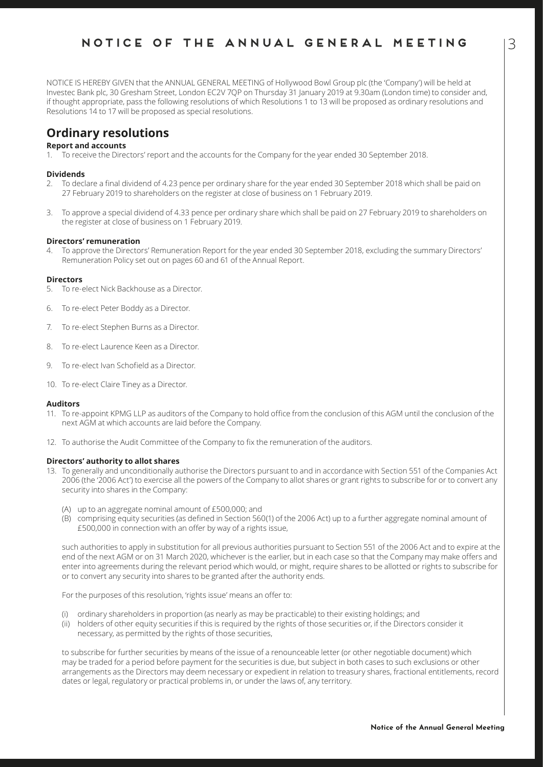# NOTICE OF THE ANNUAL GENERAL MEETING

NOTICE IS HEREBY GIVEN that the ANNUAL GENERAL MEETING of Hollywood Bowl Group plc (the 'Company') will be held at Investec Bank plc, 30 Gresham Street, London EC2V 7QP on Thursday 31 January 2019 at 9.30am (London time) to consider and, if thought appropriate, pass the following resolutions of which Resolutions 1 to 13 will be proposed as ordinary resolutions and Resolutions 14 to 17 will be proposed as special resolutions.

## Ordinary resolutions

### Report and accounts

1. To receive the Directors' report and the accounts for the Company for the year ended 30 September 2018.

### Dividends

2. To declare a final dividend of 4.23 pence per ordinary share for the year ended 30 September 2018 which shall be paid on 27 February 2019 to shareholders on the register at close of business on 1 February 2019.
3. To approve a special dividend of 4.33 pence per ordinary share which shall be paid on 27 February 2019 to shareholders on the register at close of business on 1 February 2019.

### Directors' remuneration

4. To approve the Directors' Remuneration Report for the year ended 30 September 2018, excluding the summary Directors' Remuneration Policy set out on pages 60 and 61 of the Annual Report.

### Directors

5. To re-elect Nick Backhouse as a Director.
6. To re-elect Peter Boddy as a Director.
7. To re-elect Stephen Burns as a Director.
8. To re-elect Laurence Keen as a Director.
9. To re-elect Ivan Schofield as a Director.
10. To re-elect Claire Tiney as a Director.

### Auditors

11. To re-appoint KPMG LLP as auditors of the Company to hold office from the conclusion of this AGM until the conclusion of the next AGM at which accounts are laid before the Company.
12. To authorise the Audit Committee of the Company to fix the remuneration of the auditors.

### Directors' authority to allot shares

13. To generally and unconditionally authorise the Directors pursuant to and in accordance with Section 551 of the Companies Act 2006 (the '2006 Act') to exercise all the powers of the Company to allot shares or grant rights to subscribe for or to convert any security into shares in the Company:

    (A) up to an aggregate nominal amount of £500,000; and
    (B) comprising equity securities (as defined in Section 560(1) of the 2006 Act) up to a further aggregate nominal amount of £500,000 in connection with an offer by way of a rights issue,

    such authorities to apply in substitution for all previous authorities pursuant to Section 551 of the 2006 Act and to expire at the end of the next AGM or on 31 March 2020, whichever is the earlier, but in each case so that the Company may make offers and enter into agreements during the relevant period which would, or might, require shares to be allotted or rights to subscribe for or to convert any security into shares to be granted after the authority ends.

    For the purposes of this resolution, 'rights issue' means an offer to:

    (i) ordinary shareholders in proportion (as nearly as may be practicable) to their existing holdings; and
    (ii) holders of other equity securities if this is required by the rights of those securities or, if the Directors consider it necessary, as permitted by the rights of those securities,

    to subscribe for further securities by means of the issue of a renounceable letter (or other negotiable document) which may be traded for a period before payment for the securities is due, but subject in both cases to such exclusions or other arrangements as the Directors may deem necessary or expedient in relation to treasury shares, fractional entitlements, record dates or legal, regulatory or practical problems in, or under the laws of, any territory.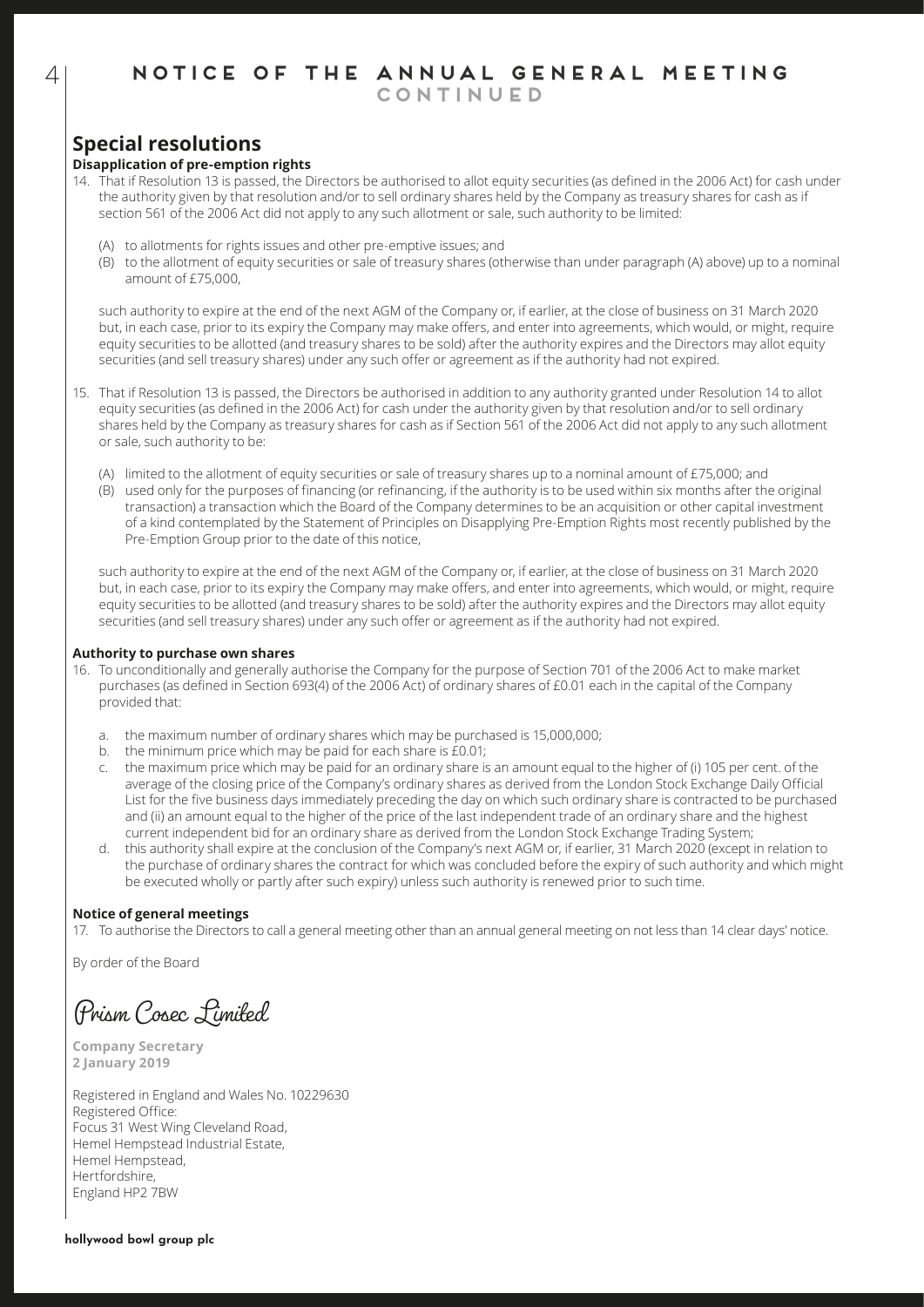# NOTICE OF THE ANNUAL GENERAL MEETING CONTINUED

## Special resolutions

**Disapplication of pre-emption rights**

14. That if Resolution 13 is passed, the Directors be authorised to allot equity securities (as defined in the 2006 Act) for cash under the authority given by that resolution and/or to sell ordinary shares held by the Company as treasury shares for cash as if section 561 of the 2006 Act did not apply to any such allotment or sale, such authority to be limited:

    (A) to allotments for rights issues and other pre-emptive issues; and

    (B) to the allotment of equity securities or sale of treasury shares (otherwise than under paragraph (A) above) up to a nominal amount of £75,000,

    such authority to expire at the end of the next AGM of the Company or, if earlier, at the close of business on 31 March 2020 but, in each case, prior to its expiry the Company may make offers, and enter into agreements, which would, or might, require equity securities to be allotted (and treasury shares to be sold) after the authority expires and the Directors may allot equity securities (and sell treasury shares) under any such offer or agreement as if the authority had not expired.

15. That if Resolution 13 is passed, the Directors be authorised in addition to any authority granted under Resolution 14 to allot equity securities (as defined in the 2006 Act) for cash under the authority given by that resolution and/or to sell ordinary shares held by the Company as treasury shares for cash as if Section 561 of the 2006 Act did not apply to any such allotment or sale, such authority to be:

    (A) limited to the allotment of equity securities or sale of treasury shares up to a nominal amount of £75,000; and

    (B) used only for the purposes of financing (or refinancing, if the authority is to be used within six months after the original transaction) a transaction which the Board of the Company determines to be an acquisition or other capital investment of a kind contemplated by the Statement of Principles on Disapplying Pre-Emption Rights most recently published by the Pre-Emption Group prior to the date of this notice,

    such authority to expire at the end of the next AGM of the Company or, if earlier, at the close of business on 31 March 2020 but, in each case, prior to its expiry the Company may make offers, and enter into agreements, which would, or might, require equity securities to be allotted (and treasury shares to be sold) after the authority expires and the Directors may allot equity securities (and sell treasury shares) under any such offer or agreement as if the authority had not expired.

**Authority to purchase own shares**

16. To unconditionally and generally authorise the Company for the purpose of Section 701 of the 2006 Act to make market purchases (as defined in Section 693(4) of the 2006 Act) of ordinary shares of £0.01 each in the capital of the Company provided that:

    a. the maximum number of ordinary shares which may be purchased is 15,000,000;
    b. the minimum price which may be paid for each share is £0.01;
    c. the maximum price which may be paid for an ordinary share is an amount equal to the higher of (i) 105 per cent. of the average of the closing price of the Company's ordinary shares as derived from the London Stock Exchange Daily Official List for the five business days immediately preceding the day on which such ordinary share is contracted to be purchased and (ii) an amount equal to the higher of the price of the last independent trade of an ordinary share and the highest current independent bid for an ordinary share as derived from the London Stock Exchange Trading System;
    d. this authority shall expire at the conclusion of the Company's next AGM or, if earlier, 31 March 2020 (except in relation to the purchase of ordinary shares the contract for which was concluded before the expiry of such authority and which might be executed wholly or partly after such expiry) unless such authority is renewed prior to such time.

**Notice of general meetings**

17. To authorise the Directors to call a general meeting other than an annual general meeting on not less than 14 clear days' notice.

By order of the Board

Prism Cosec Limited

**Company Secretary**
**2 January 2019**

Registered in England and Wales No. 10229630
Registered Office:
Focus 31 West Wing Cleveland Road,
Hemel Hempstead Industrial Estate,
Hemel Hempstead,
Hertfordshire,
England HP2 7BW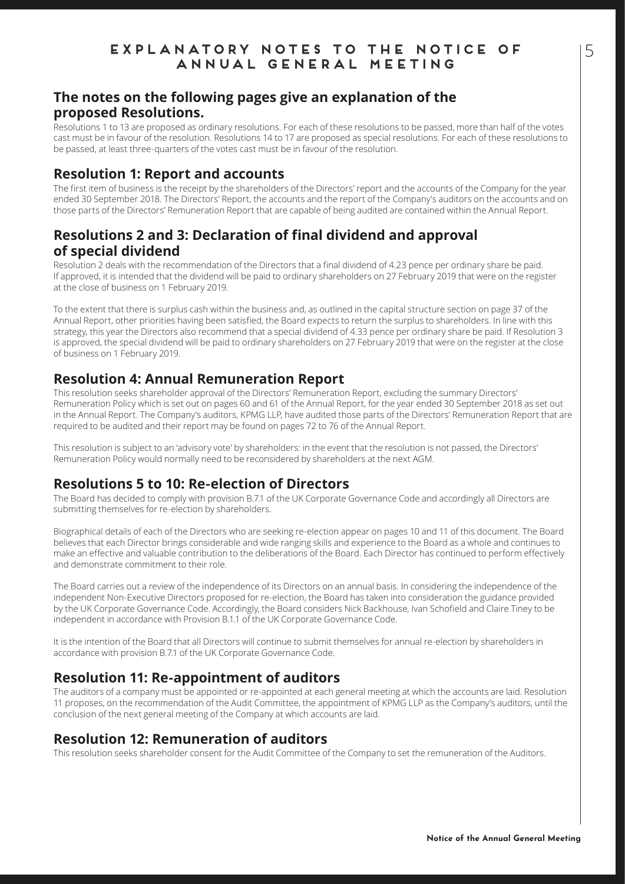# EXPLANATORY NOTES TO THE NOTICE OF ANNUAL GENERAL MEETING

## The notes on the following pages give an explanation of the proposed Resolutions.

Resolutions 1 to 13 are proposed as ordinary resolutions. For each of these resolutions to be passed, more than half of the votes cast must be in favour of the resolution. Resolutions 14 to 17 are proposed as special resolutions. For each of these resolutions to be passed, at least three-quarters of the votes cast must be in favour of the resolution.

## Resolution 1: Report and accounts

The first item of business is the receipt by the shareholders of the Directors' report and the accounts of the Company for the year ended 30 September 2018. The Directors' Report, the accounts and the report of the Company's auditors on the accounts and on those parts of the Directors' Remuneration Report that are capable of being audited are contained within the Annual Report.

## Resolutions 2 and 3: Declaration of final dividend and approval of special dividend

Resolution 2 deals with the recommendation of the Directors that a final dividend of 4.23 pence per ordinary share be paid. If approved, it is intended that the dividend will be paid to ordinary shareholders on 27 February 2019 that were on the register at the close of business on 1 February 2019.

To the extent that there is surplus cash within the business and, as outlined in the capital structure section on page 37 of the Annual Report, other priorities having been satisfied, the Board expects to return the surplus to shareholders. In line with this strategy, this year the Directors also recommend that a special dividend of 4.33 pence per ordinary share be paid. If Resolution 3 is approved, the special dividend will be paid to ordinary shareholders on 27 February 2019 that were on the register at the close of business on 1 February 2019.

## Resolution 4: Annual Remuneration Report

This resolution seeks shareholder approval of the Directors' Remuneration Report, excluding the summary Directors' Remuneration Policy which is set out on pages 60 and 61 of the Annual Report, for the year ended 30 September 2018 as set out in the Annual Report. The Company's auditors, KPMG LLP, have audited those parts of the Directors' Remuneration Report that are required to be audited and their report may be found on pages 72 to 76 of the Annual Report.

This resolution is subject to an 'advisory vote' by shareholders: in the event that the resolution is not passed, the Directors' Remuneration Policy would normally need to be reconsidered by shareholders at the next AGM.

## Resolutions 5 to 10: Re-election of Directors

The Board has decided to comply with provision B.7.1 of the UK Corporate Governance Code and accordingly all Directors are submitting themselves for re-election by shareholders.

Biographical details of each of the Directors who are seeking re-election appear on pages 10 and 11 of this document. The Board believes that each Director brings considerable and wide ranging skills and experience to the Board as a whole and continues to make an effective and valuable contribution to the deliberations of the Board. Each Director has continued to perform effectively and demonstrate commitment to their role.

The Board carries out a review of the independence of its Directors on an annual basis. In considering the independence of the independent Non-Executive Directors proposed for re-election, the Board has taken into consideration the guidance provided by the UK Corporate Governance Code. Accordingly, the Board considers Nick Backhouse, Ivan Schofield and Claire Tiney to be independent in accordance with Provision B.1.1 of the UK Corporate Governance Code.

It is the intention of the Board that all Directors will continue to submit themselves for annual re-election by shareholders in accordance with provision B.7.1 of the UK Corporate Governance Code.

## Resolution 11: Re-appointment of auditors

The auditors of a company must be appointed or re-appointed at each general meeting at which the accounts are laid. Resolution 11 proposes, on the recommendation of the Audit Committee, the appointment of KPMG LLP as the Company's auditors, until the conclusion of the next general meeting of the Company at which accounts are laid.

## Resolution 12: Remuneration of auditors

This resolution seeks shareholder consent for the Audit Committee of the Company to set the remuneration of the Auditors.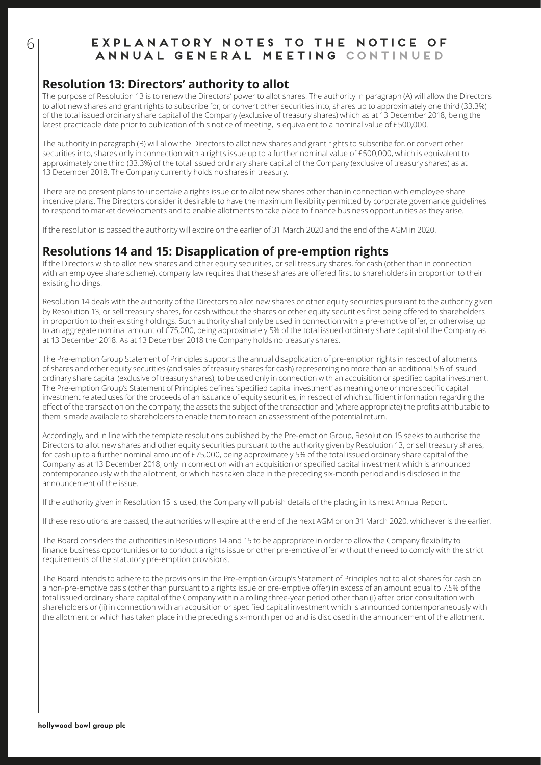# EXPLANATORY NOTES TO THE NOTICE OF ANNUAL GENERAL MEETING CONTINUED

## Resolution 13: Directors' authority to allot

The purpose of Resolution 13 is to renew the Directors' power to allot shares. The authority in paragraph (A) will allow the Directors to allot new shares and grant rights to subscribe for, or convert other securities into, shares up to approximately one third (33.3%) of the total issued ordinary share capital of the Company (exclusive of treasury shares) which as at 13 December 2018, being the latest practicable date prior to publication of this notice of meeting, is equivalent to a nominal value of £500,000.

The authority in paragraph (B) will allow the Directors to allot new shares and grant rights to subscribe for, or convert other securities into, shares only in connection with a rights issue up to a further nominal value of £500,000, which is equivalent to approximately one third (33.3%) of the total issued ordinary share capital of the Company (exclusive of treasury shares) as at 13 December 2018. The Company currently holds no shares in treasury.

There are no present plans to undertake a rights issue or to allot new shares other than in connection with employee share incentive plans. The Directors consider it desirable to have the maximum flexibility permitted by corporate governance guidelines to respond to market developments and to enable allotments to take place to finance business opportunities as they arise.

If the resolution is passed the authority will expire on the earlier of 31 March 2020 and the end of the AGM in 2020.

## Resolutions 14 and 15: Disapplication of pre-emption rights

If the Directors wish to allot new shares and other equity securities, or sell treasury shares, for cash (other than in connection with an employee share scheme), company law requires that these shares are offered first to shareholders in proportion to their existing holdings.

Resolution 14 deals with the authority of the Directors to allot new shares or other equity securities pursuant to the authority given by Resolution 13, or sell treasury shares, for cash without the shares or other equity securities first being offered to shareholders in proportion to their existing holdings. Such authority shall only be used in connection with a pre-emptive offer, or otherwise, up to an aggregate nominal amount of £75,000, being approximately 5% of the total issued ordinary share capital of the Company as at 13 December 2018. As at 13 December 2018 the Company holds no treasury shares.

The Pre-emption Group Statement of Principles supports the annual disapplication of pre-emption rights in respect of allotments of shares and other equity securities (and sales of treasury shares for cash) representing no more than an additional 5% of issued ordinary share capital (exclusive of treasury shares), to be used only in connection with an acquisition or specified capital investment. The Pre-emption Group's Statement of Principles defines 'specified capital investment' as meaning one or more specific capital investment related uses for the proceeds of an issuance of equity securities, in respect of which sufficient information regarding the effect of the transaction on the company, the assets the subject of the transaction and (where appropriate) the profits attributable to them is made available to shareholders to enable them to reach an assessment of the potential return.

Accordingly, and in line with the template resolutions published by the Pre-emption Group, Resolution 15 seeks to authorise the Directors to allot new shares and other equity securities pursuant to the authority given by Resolution 13, or sell treasury shares, for cash up to a further nominal amount of £75,000, being approximately 5% of the total issued ordinary share capital of the Company as at 13 December 2018, only in connection with an acquisition or specified capital investment which is announced contemporaneously with the allotment, or which has taken place in the preceding six-month period and is disclosed in the announcement of the issue.

If the authority given in Resolution 15 is used, the Company will publish details of the placing in its next Annual Report.

If these resolutions are passed, the authorities will expire at the end of the next AGM or on 31 March 2020, whichever is the earlier.

The Board considers the authorities in Resolutions 14 and 15 to be appropriate in order to allow the Company flexibility to finance business opportunities or to conduct a rights issue or other pre-emptive offer without the need to comply with the strict requirements of the statutory pre-emption provisions.

The Board intends to adhere to the provisions in the Pre-emption Group's Statement of Principles not to allot shares for cash on a non-pre-emptive basis (other than pursuant to a rights issue or pre-emptive offer) in excess of an amount equal to 7.5% of the total issued ordinary share capital of the Company within a rolling three-year period other than (i) after prior consultation with shareholders or (ii) in connection with an acquisition or specified capital investment which is announced contemporaneously with the allotment or which has taken place in the preceding six-month period and is disclosed in the announcement of the allotment.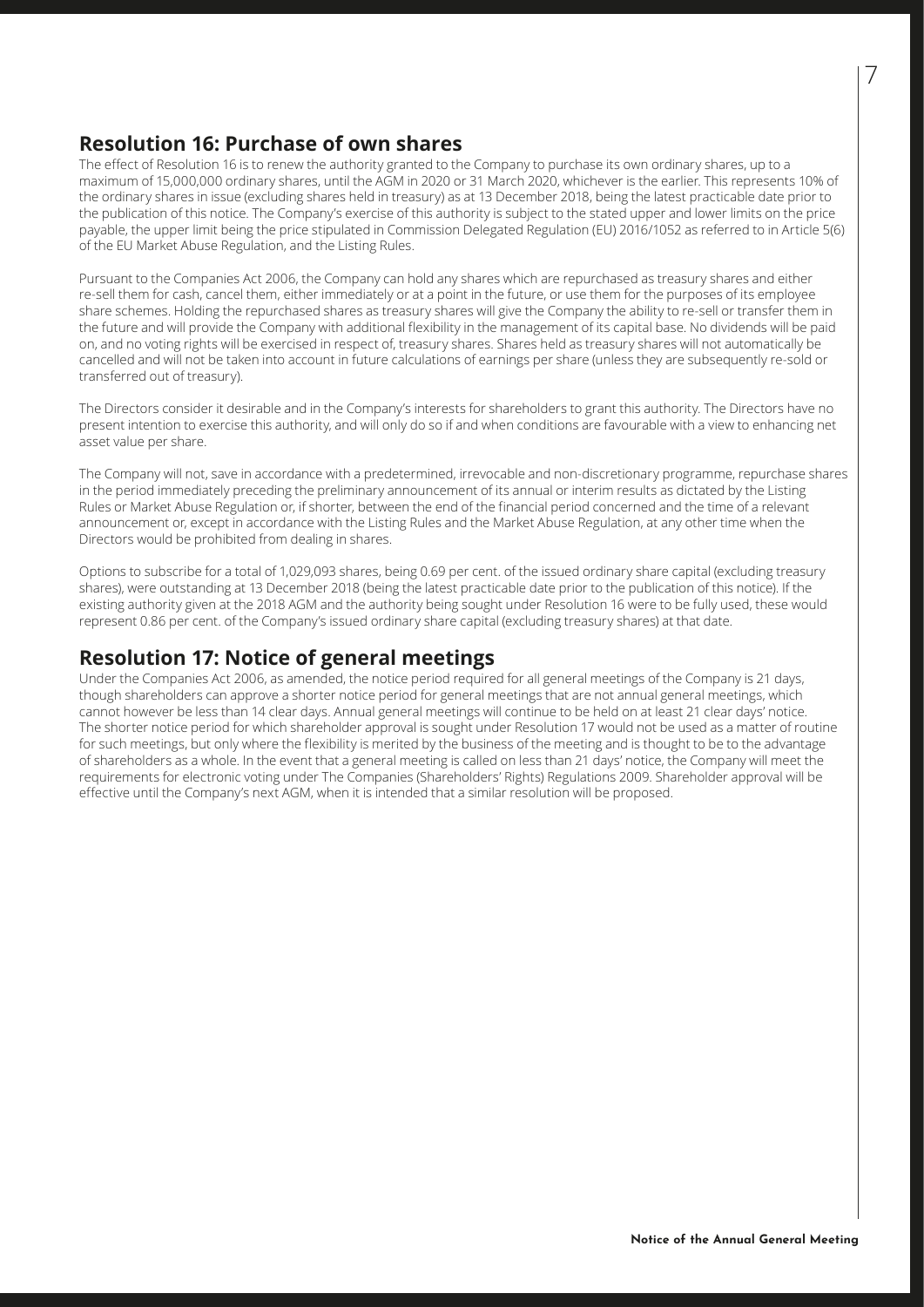## Resolution 16: Purchase of own shares

The effect of Resolution 16 is to renew the authority granted to the Company to purchase its own ordinary shares, up to a maximum of 15,000,000 ordinary shares, until the AGM in 2020 or 31 March 2020, whichever is the earlier. This represents 10% of the ordinary shares in issue (excluding shares held in treasury) as at 13 December 2018, being the latest practicable date prior to the publication of this notice. The Company's exercise of this authority is subject to the stated upper and lower limits on the price payable, the upper limit being the price stipulated in Commission Delegated Regulation (EU) 2016/1052 as referred to in Article 5(6) of the EU Market Abuse Regulation, and the Listing Rules.

Pursuant to the Companies Act 2006, the Company can hold any shares which are repurchased as treasury shares and either re-sell them for cash, cancel them, either immediately or at a point in the future, or use them for the purposes of its employee share schemes. Holding the repurchased shares as treasury shares will give the Company the ability to re-sell or transfer them in the future and will provide the Company with additional flexibility in the management of its capital base. No dividends will be paid on, and no voting rights will be exercised in respect of, treasury shares. Shares held as treasury shares will not automatically be cancelled and will not be taken into account in future calculations of earnings per share (unless they are subsequently re-sold or transferred out of treasury).

The Directors consider it desirable and in the Company's interests for shareholders to grant this authority. The Directors have no present intention to exercise this authority, and will only do so if and when conditions are favourable with a view to enhancing net asset value per share.

The Company will not, save in accordance with a predetermined, irrevocable and non-discretionary programme, repurchase shares in the period immediately preceding the preliminary announcement of its annual or interim results as dictated by the Listing Rules or Market Abuse Regulation or, if shorter, between the end of the financial period concerned and the time of a relevant announcement or, except in accordance with the Listing Rules and the Market Abuse Regulation, at any other time when the Directors would be prohibited from dealing in shares.

Options to subscribe for a total of 1,029,093 shares, being 0.69 per cent. of the issued ordinary share capital (excluding treasury shares), were outstanding at 13 December 2018 (being the latest practicable date prior to the publication of this notice). If the existing authority given at the 2018 AGM and the authority being sought under Resolution 16 were to be fully used, these would represent 0.86 per cent. of the Company's issued ordinary share capital (excluding treasury shares) at that date.

## Resolution 17: Notice of general meetings

Under the Companies Act 2006, as amended, the notice period required for all general meetings of the Company is 21 days, though shareholders can approve a shorter notice period for general meetings that are not annual general meetings, which cannot however be less than 14 clear days. Annual general meetings will continue to be held on at least 21 clear days' notice. The shorter notice period for which shareholder approval is sought under Resolution 17 would not be used as a matter of routine for such meetings, but only where the flexibility is merited by the business of the meeting and is thought to be to the advantage of shareholders as a whole. In the event that a general meeting is called on less than 21 days' notice, the Company will meet the requirements for electronic voting under The Companies (Shareholders' Rights) Regulations 2009. Shareholder approval will be effective until the Company's next AGM, when it is intended that a similar resolution will be proposed.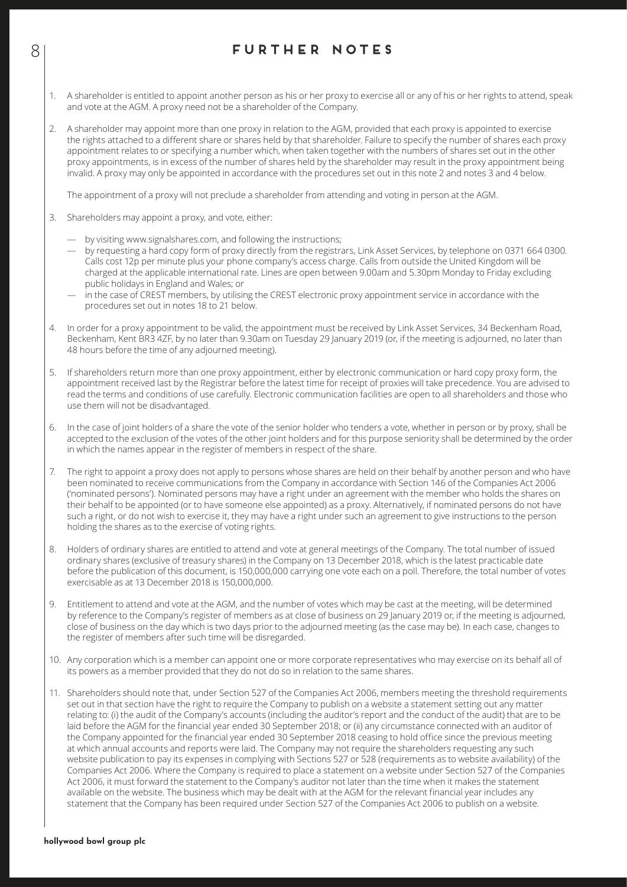# FURTHER NOTES

1. A shareholder is entitled to appoint another person as his or her proxy to exercise all or any of his or her rights to attend, speak and vote at the AGM. A proxy need not be a shareholder of the Company.

2. A shareholder may appoint more than one proxy in relation to the AGM, provided that each proxy is appointed to exercise the rights attached to a different share or shares held by that shareholder. Failure to specify the number of shares each proxy appointment relates to or specifying a number which, when taken together with the numbers of shares set out in the other proxy appointments, is in excess of the number of shares held by the shareholder may result in the proxy appointment being invalid. A proxy may only be appointed in accordance with the procedures set out in this note 2 and notes 3 and 4 below.

   The appointment of a proxy will not preclude a shareholder from attending and voting in person at the AGM.

3. Shareholders may appoint a proxy, and vote, either:

   — by visiting www.signalshares.com, and following the instructions;
   — by requesting a hard copy form of proxy directly from the registrars, Link Asset Services, by telephone on 0371 664 0300. Calls cost 12p per minute plus your phone company's access charge. Calls from outside the United Kingdom will be charged at the applicable international rate. Lines are open between 9.00am and 5.30pm Monday to Friday excluding public holidays in England and Wales; or
   — in the case of CREST members, by utilising the CREST electronic proxy appointment service in accordance with the procedures set out in notes 18 to 21 below.

4. In order for a proxy appointment to be valid, the appointment must be received by Link Asset Services, 34 Beckenham Road, Beckenham, Kent BR3 4ZF, by no later than 9.30am on Tuesday 29 January 2019 (or, if the meeting is adjourned, no later than 48 hours before the time of any adjourned meeting).

5. If shareholders return more than one proxy appointment, either by electronic communication or hard copy proxy form, the appointment received last by the Registrar before the latest time for receipt of proxies will take precedence. You are advised to read the terms and conditions of use carefully. Electronic communication facilities are open to all shareholders and those who use them will not be disadvantaged.

6. In the case of joint holders of a share the vote of the senior holder who tenders a vote, whether in person or by proxy, shall be accepted to the exclusion of the votes of the other joint holders and for this purpose seniority shall be determined by the order in which the names appear in the register of members in respect of the share.

7. The right to appoint a proxy does not apply to persons whose shares are held on their behalf by another person and who have been nominated to receive communications from the Company in accordance with Section 146 of the Companies Act 2006 ('nominated persons'). Nominated persons may have a right under an agreement with the member who holds the shares on their behalf to be appointed (or to have someone else appointed) as a proxy. Alternatively, if nominated persons do not have such a right, or do not wish to exercise it, they may have a right under such an agreement to give instructions to the person holding the shares as to the exercise of voting rights.

8. Holders of ordinary shares are entitled to attend and vote at general meetings of the Company. The total number of issued ordinary shares (exclusive of treasury shares) in the Company on 13 December 2018, which is the latest practicable date before the publication of this document, is 150,000,000 carrying one vote each on a poll. Therefore, the total number of votes exercisable as at 13 December 2018 is 150,000,000.

9. Entitlement to attend and vote at the AGM, and the number of votes which may be cast at the meeting, will be determined by reference to the Company's register of members as at close of business on 29 January 2019 or, if the meeting is adjourned, close of business on the day which is two days prior to the adjourned meeting (as the case may be). In each case, changes to the register of members after such time will be disregarded.

10. Any corporation which is a member can appoint one or more corporate representatives who may exercise on its behalf all of its powers as a member provided that they do not do so in relation to the same shares.

11. Shareholders should note that, under Section 527 of the Companies Act 2006, members meeting the threshold requirements set out in that section have the right to require the Company to publish on a website a statement setting out any matter relating to: (i) the audit of the Company's accounts (including the auditor's report and the conduct of the audit) that are to be laid before the AGM for the financial year ended 30 September 2018; or (ii) any circumstance connected with an auditor of the Company appointed for the financial year ended 30 September 2018 ceasing to hold office since the previous meeting at which annual accounts and reports were laid. The Company may not require the shareholders requesting any such website publication to pay its expenses in complying with Sections 527 or 528 (requirements as to website availability) of the Companies Act 2006. Where the Company is required to place a statement on a website under Section 527 of the Companies Act 2006, it must forward the statement to the Company's auditor not later than the time when it makes the statement available on the website. The business which may be dealt with at the AGM for the relevant financial year includes any statement that the Company has been required under Section 527 of the Companies Act 2006 to publish on a website.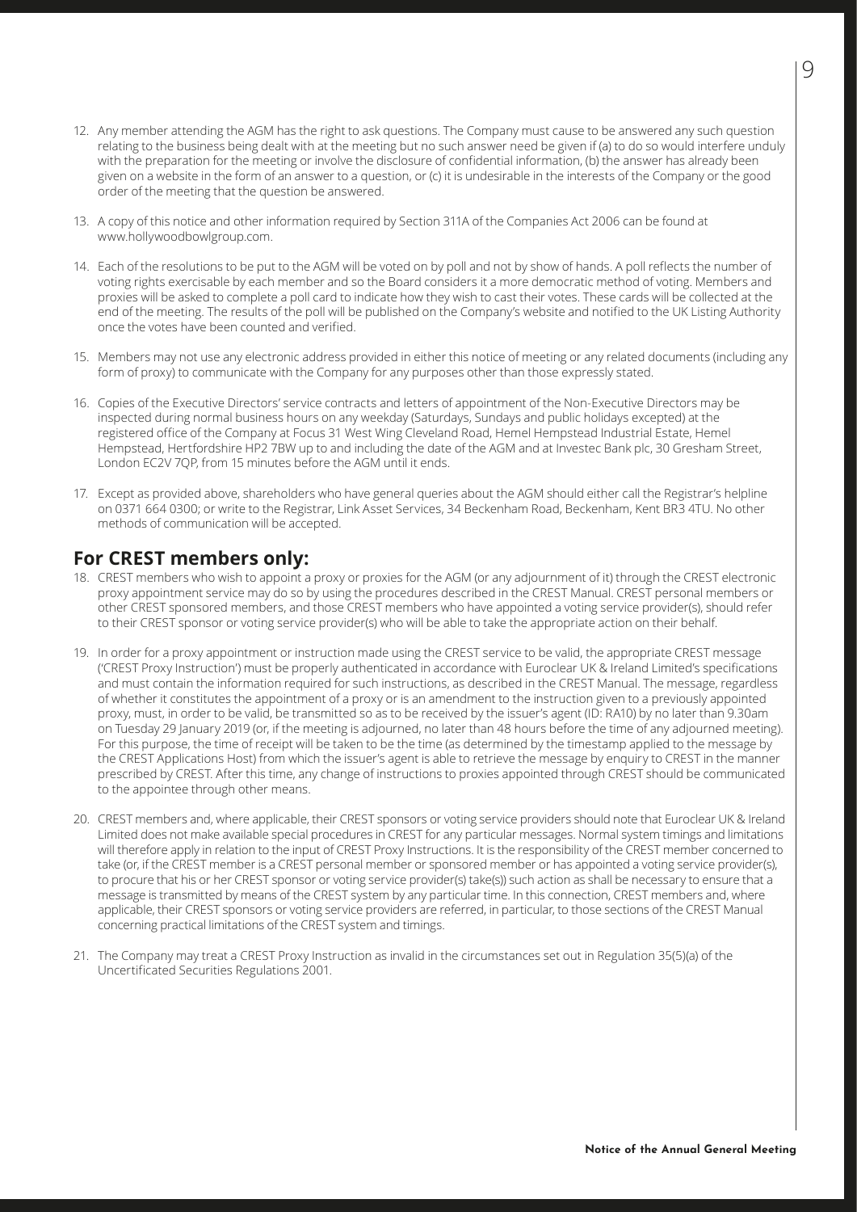12. Any member attending the AGM has the right to ask questions. The Company must cause to be answered any such question relating to the business being dealt with at the meeting but no such answer need be given if (a) to do so would interfere unduly with the preparation for the meeting or involve the disclosure of confidential information, (b) the answer has already been given on a website in the form of an answer to a question, or (c) it is undesirable in the interests of the Company or the good order of the meeting that the question be answered.

13. A copy of this notice and other information required by Section 311A of the Companies Act 2006 can be found at www.hollywoodbowlgroup.com.

14. Each of the resolutions to be put to the AGM will be voted on by poll and not by show of hands. A poll reflects the number of voting rights exercisable by each member and so the Board considers it a more democratic method of voting. Members and proxies will be asked to complete a poll card to indicate how they wish to cast their votes. These cards will be collected at the end of the meeting. The results of the poll will be published on the Company's website and notified to the UK Listing Authority once the votes have been counted and verified.

15. Members may not use any electronic address provided in either this notice of meeting or any related documents (including any form of proxy) to communicate with the Company for any purposes other than those expressly stated.

16. Copies of the Executive Directors' service contracts and letters of appointment of the Non-Executive Directors may be inspected during normal business hours on any weekday (Saturdays, Sundays and public holidays excepted) at the registered office of the Company at Focus 31 West Wing Cleveland Road, Hemel Hempstead Industrial Estate, Hemel Hempstead, Hertfordshire HP2 7BW up to and including the date of the AGM and at Investec Bank plc, 30 Gresham Street, London EC2V 7QP, from 15 minutes before the AGM until it ends.

17. Except as provided above, shareholders who have general queries about the AGM should either call the Registrar's helpline on 0371 664 0300; or write to the Registrar, Link Asset Services, 34 Beckenham Road, Beckenham, Kent BR3 4TU. No other methods of communication will be accepted.

## For CREST members only:

18. CREST members who wish to appoint a proxy or proxies for the AGM (or any adjournment of it) through the CREST electronic proxy appointment service may do so by using the procedures described in the CREST Manual. CREST personal members or other CREST sponsored members, and those CREST members who have appointed a voting service provider(s), should refer to their CREST sponsor or voting service provider(s) who will be able to take the appropriate action on their behalf.

19. In order for a proxy appointment or instruction made using the CREST service to be valid, the appropriate CREST message ('CREST Proxy Instruction') must be properly authenticated in accordance with Euroclear UK & Ireland Limited's specifications and must contain the information required for such instructions, as described in the CREST Manual. The message, regardless of whether it constitutes the appointment of a proxy or is an amendment to the instruction given to a previously appointed proxy, must, in order to be valid, be transmitted so as to be received by the issuer's agent (ID: RA10) by no later than 9.30am on Tuesday 29 January 2019 (or, if the meeting is adjourned, no later than 48 hours before the time of any adjourned meeting). For this purpose, the time of receipt will be taken to be the time (as determined by the timestamp applied to the message by the CREST Applications Host) from which the issuer's agent is able to retrieve the message by enquiry to CREST in the manner prescribed by CREST. After this time, any change of instructions to proxies appointed through CREST should be communicated to the appointee through other means.

20. CREST members and, where applicable, their CREST sponsors or voting service providers should note that Euroclear UK & Ireland Limited does not make available special procedures in CREST for any particular messages. Normal system timings and limitations will therefore apply in relation to the input of CREST Proxy Instructions. It is the responsibility of the CREST member concerned to take (or, if the CREST member is a CREST personal member or sponsored member or has appointed a voting service provider(s), to procure that his or her CREST sponsor or voting service provider(s) take(s)) such action as shall be necessary to ensure that a message is transmitted by means of the CREST system by any particular time. In this connection, CREST members and, where applicable, their CREST sponsors or voting service providers are referred, in particular, to those sections of the CREST Manual concerning practical limitations of the CREST system and timings.

21. The Company may treat a CREST Proxy Instruction as invalid in the circumstances set out in Regulation 35(5)(a) of the Uncertificated Securities Regulations 2001.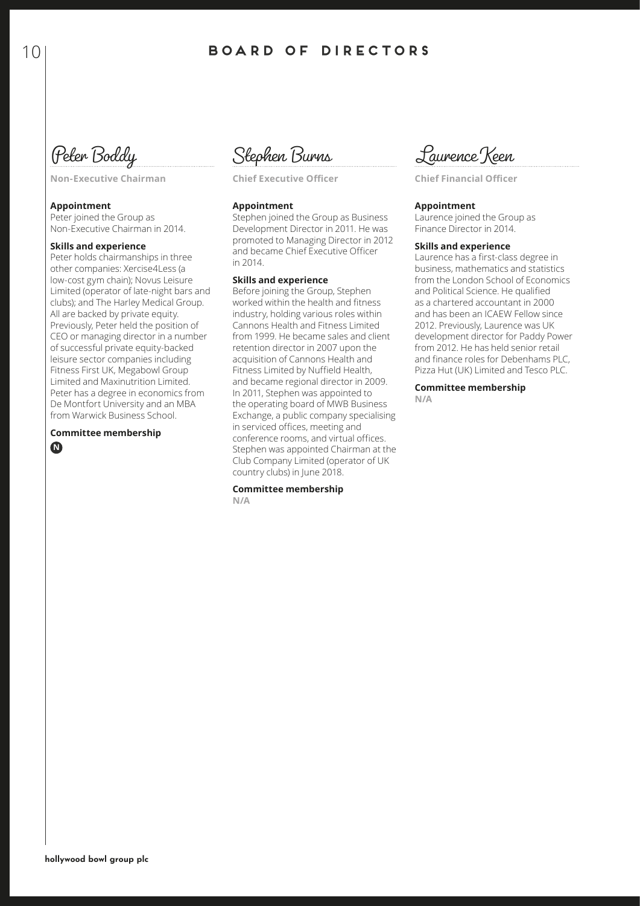# BOARD OF DIRECTORS

## Peter Boddy

**Non-Executive Chairman**

**Appointment**

Peter joined the Group as Non-Executive Chairman in 2014.

**Skills and experience**

Peter holds chairmanships in three other companies: Xercise4Less (a low-cost gym chain); Novus Leisure Limited (operator of late-night bars and clubs); and The Harley Medical Group. All are backed by private equity. Previously, Peter held the position of CEO or managing director in a number of successful private equity-backed leisure sector companies including Fitness First UK, Megabowl Group Limited and Maxinutrition Limited. Peter has a degree in economics from De Montfort University and an MBA from Warwick Business School.

**Committee membership**

N

## Stephen Burns

**Chief Executive Officer**

**Appointment**

Stephen joined the Group as Business Development Director in 2011. He was promoted to Managing Director in 2012 and became Chief Executive Officer in 2014.

**Skills and experience**

Before joining the Group, Stephen worked within the health and fitness industry, holding various roles within Cannons Health and Fitness Limited from 1999. He became sales and client retention director in 2007 upon the acquisition of Cannons Health and Fitness Limited by Nuffield Health, and became regional director in 2009. In 2011, Stephen was appointed to the operating board of MWB Business Exchange, a public company specialising in serviced offices, meeting and conference rooms, and virtual offices. Stephen was appointed Chairman at the Club Company Limited (operator of UK country clubs) in June 2018.

**Committee membership**

N/A

## Laurence Keen

**Chief Financial Officer**

**Appointment**

Laurence joined the Group as Finance Director in 2014.

**Skills and experience**

Laurence has a first-class degree in business, mathematics and statistics from the London School of Economics and Political Science. He qualified as a chartered accountant in 2000 and has been an ICAEW Fellow since 2012. Previously, Laurence was UK development director for Paddy Power from 2012. He has held senior retail and finance roles for Debenhams PLC, Pizza Hut (UK) Limited and Tesco PLC.

**Committee membership**

N/A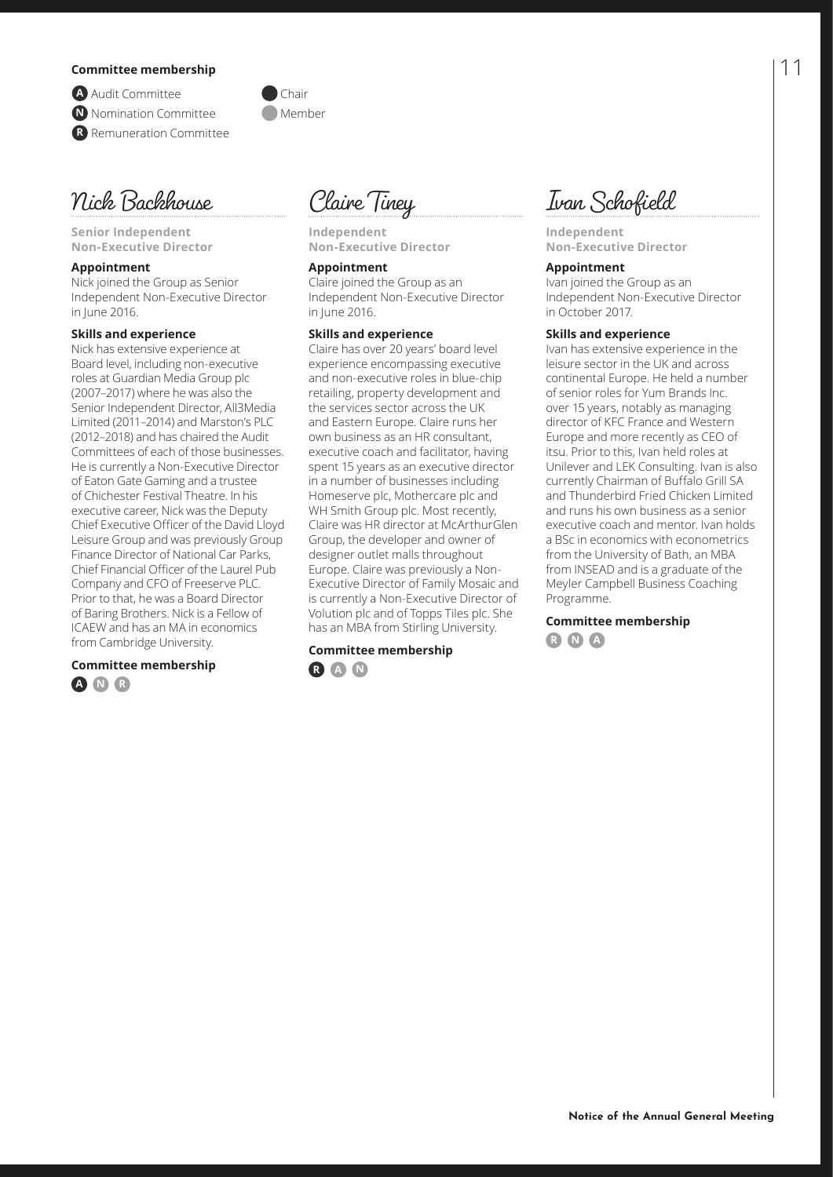**Committee membership**

- **A** Audit Committee
- **N** Nomination Committee
- **R** Remuneration Committee

- Chair
- Member

## Nick Backhouse

**Senior Independent Non-Executive Director**

**Appointment**

Nick joined the Group as Senior Independent Non-Executive Director in June 2016.

**Skills and experience**

Nick has extensive experience at Board level, including non-executive roles at Guardian Media Group plc (2007–2017) where he was also the Senior Independent Director, All3Media Limited (2011–2014) and Marston's PLC (2012–2018) and has chaired the Audit Committees of each of those businesses. He is currently a Non-Executive Director of Eaton Gate Gaming and a trustee of Chichester Festival Theatre. In his executive career, Nick was the Deputy Chief Executive Officer of the David Lloyd Leisure Group and was previously Group Finance Director of National Car Parks, Chief Financial Officer of the Laurel Pub Company and CFO of Freeserve PLC. Prior to that, he was a Board Director of Baring Brothers. Nick is a Fellow of ICAEW and has an MA in economics from Cambridge University.

**Committee membership**

A (Chair) N (Member) R (Member)

## Claire Tiney

**Independent Non-Executive Director**

**Appointment**

Claire joined the Group as an Independent Non-Executive Director in June 2016.

**Skills and experience**

Claire has over 20 years' board level experience encompassing executive and non-executive roles in blue-chip retailing, property development and the services sector across the UK and Eastern Europe. Claire runs her own business as an HR consultant, executive coach and facilitator, having spent 15 years as an executive director in a number of businesses including Homeserve plc, Mothercare plc and WH Smith Group plc. Most recently, Claire was HR director at McArthurGlen Group, the developer and owner of designer outlet malls throughout Europe. Claire was previously a Non-Executive Director of Family Mosaic and is currently a Non-Executive Director of Volution plc and of Topps Tiles plc. She has an MBA from Stirling University.

**Committee membership**

R (Chair) A (Member) N (Member)

## Ivan Schofield

**Independent Non-Executive Director**

**Appointment**

Ivan joined the Group as an Independent Non-Executive Director in October 2017.

**Skills and experience**

Ivan has extensive experience in the leisure sector in the UK and across continental Europe. He held a number of senior roles for Yum Brands Inc. over 15 years, notably as managing director of KFC France and Western Europe and more recently as CEO of itsu. Prior to this, Ivan held roles at Unilever and LEK Consulting. Ivan is also currently Chairman of Buffalo Grill SA and Thunderbird Fried Chicken Limited and runs his own business as a senior executive coach and mentor. Ivan holds a BSc in economics with econometrics from the University of Bath, an MBA from INSEAD and is a graduate of the Meyler Campbell Business Coaching Programme.

**Committee membership**

R (Member) N (Member) A (Member)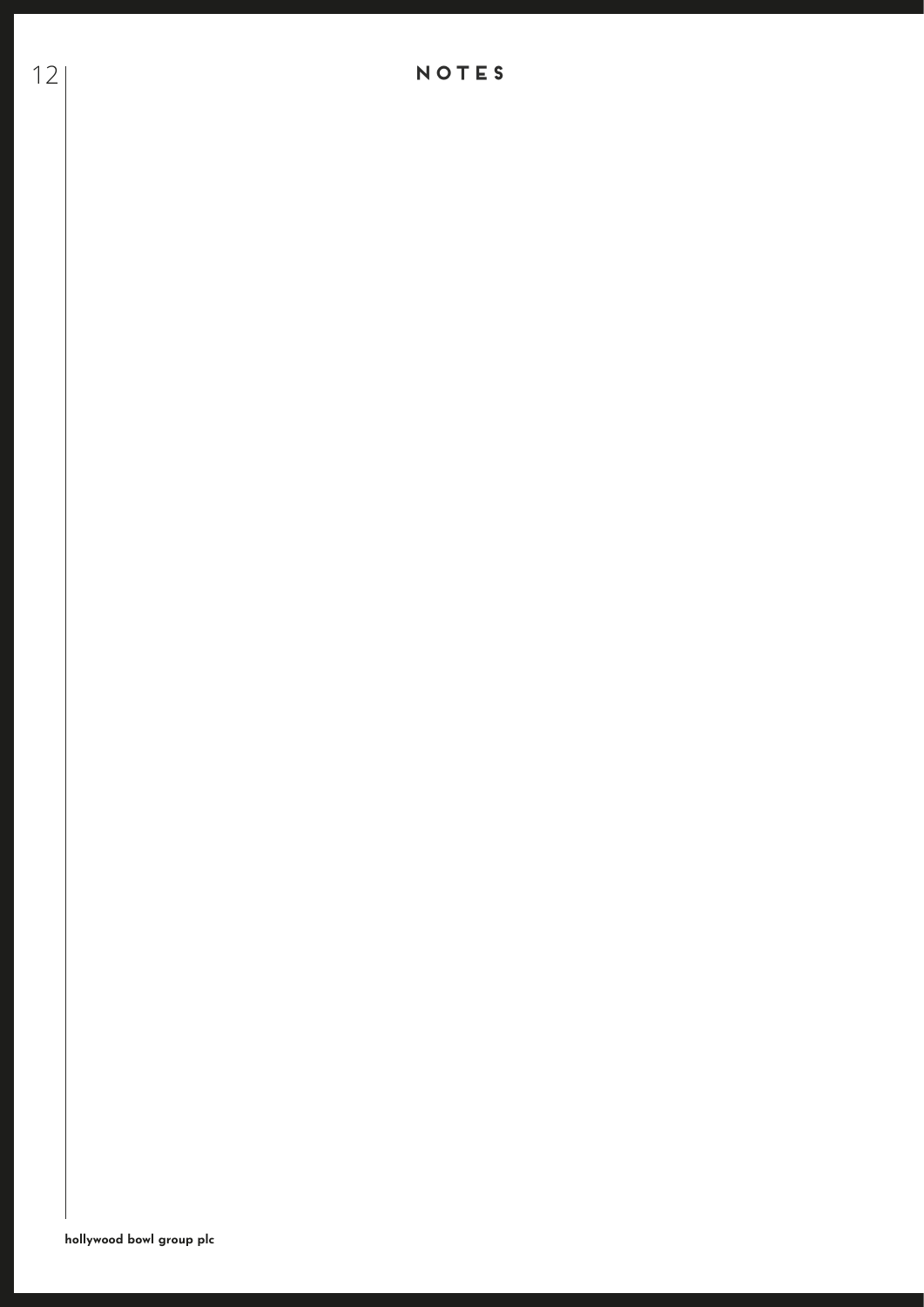# NOTES